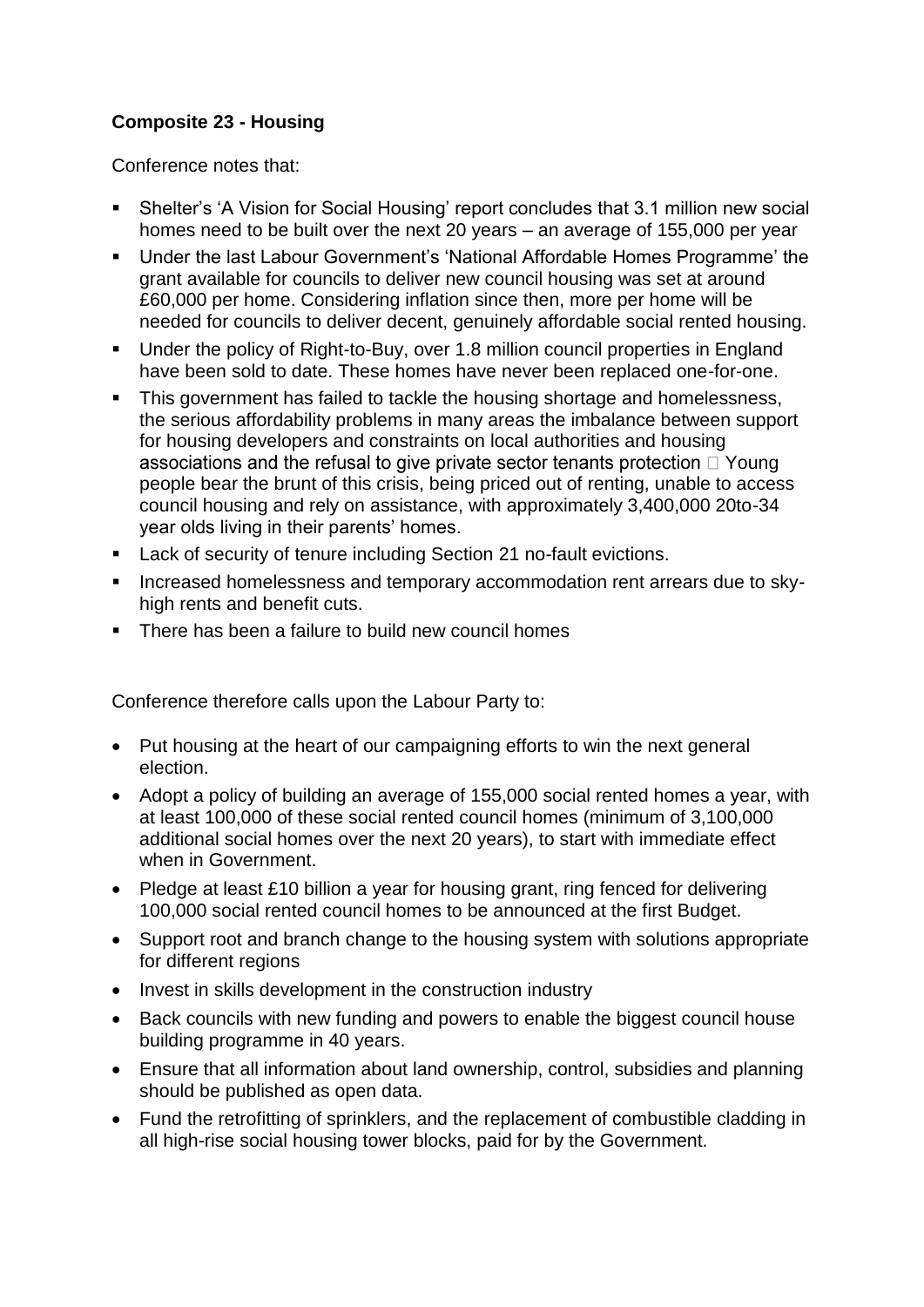**Composite 23 - Housing**

Conference notes that:

- Shelter's 'A Vision for Social Housing' report concludes that 3.1 million new social homes need to be built over the next 20 years – an average of 155,000 per year
- Under the last Labour Government's 'National Affordable Homes Programme' the grant available for councils to deliver new council housing was set at around £60,000 per home. Considering inflation since then, more per home will be needed for councils to deliver decent, genuinely affordable social rented housing.
- Under the policy of Right-to-Buy, over 1.8 million council properties in England have been sold to date. These homes have never been replaced one-for-one.
- This government has failed to tackle the housing shortage and homelessness, the serious affordability problems in many areas the imbalance between support for housing developers and constraints on local authorities and housing associations and the refusal to give private sector tenants protection  Young people bear the brunt of this crisis, being priced out of renting, unable to access council housing and rely on assistance, with approximately 3,400,000 20to-34 year olds living in their parents' homes.
- Lack of security of tenure including Section 21 no-fault evictions.
- Increased homelessness and temporary accommodation rent arrears due to sky-high rents and benefit cuts.
- There has been a failure to build new council homes

Conference therefore calls upon the Labour Party to:

- Put housing at the heart of our campaigning efforts to win the next general election.
- Adopt a policy of building an average of 155,000 social rented homes a year, with at least 100,000 of these social rented council homes (minimum of 3,100,000 additional social homes over the next 20 years), to start with immediate effect when in Government.
- Pledge at least £10 billion a year for housing grant, ring fenced for delivering 100,000 social rented council homes to be announced at the first Budget.
- Support root and branch change to the housing system with solutions appropriate for different regions
- Invest in skills development in the construction industry
- Back councils with new funding and powers to enable the biggest council house building programme in 40 years.
- Ensure that all information about land ownership, control, subsidies and planning should be published as open data.
- Fund the retrofitting of sprinklers, and the replacement of combustible cladding in all high-rise social housing tower blocks, paid for by the Government.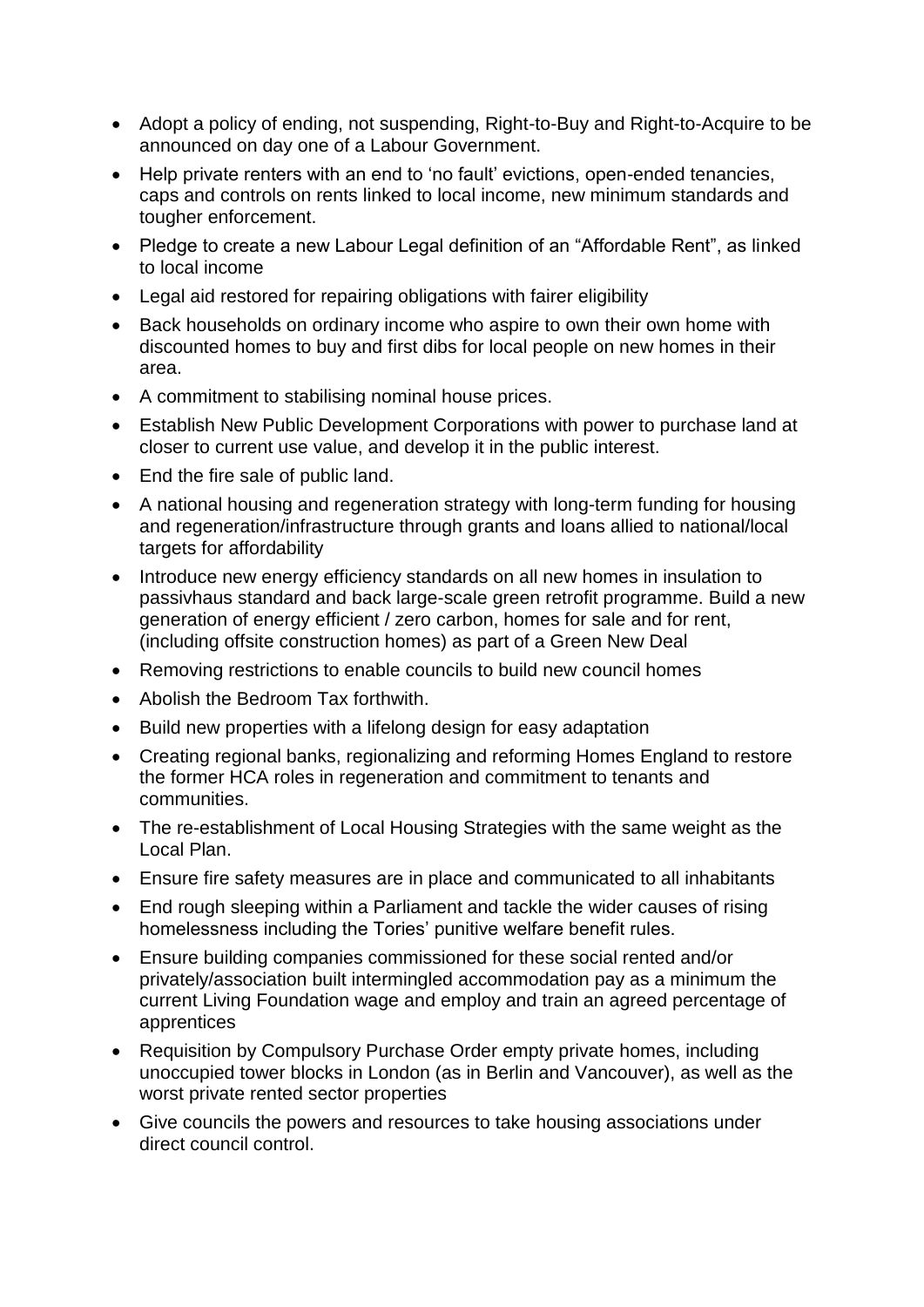- Adopt a policy of ending, not suspending, Right-to-Buy and Right-to-Acquire to be announced on day one of a Labour Government.
- Help private renters with an end to 'no fault' evictions, open-ended tenancies, caps and controls on rents linked to local income, new minimum standards and tougher enforcement.
- Pledge to create a new Labour Legal definition of an "Affordable Rent", as linked to local income
- Legal aid restored for repairing obligations with fairer eligibility
- Back households on ordinary income who aspire to own their own home with discounted homes to buy and first dibs for local people on new homes in their area.
- A commitment to stabilising nominal house prices.
- Establish New Public Development Corporations with power to purchase land at closer to current use value, and develop it in the public interest.
- End the fire sale of public land.
- A national housing and regeneration strategy with long-term funding for housing and regeneration/infrastructure through grants and loans allied to national/local targets for affordability
- Introduce new energy efficiency standards on all new homes in insulation to passivhaus standard and back large-scale green retrofit programme. Build a new generation of energy efficient / zero carbon, homes for sale and for rent, (including offsite construction homes) as part of a Green New Deal
- Removing restrictions to enable councils to build new council homes
- Abolish the Bedroom Tax forthwith.
- Build new properties with a lifelong design for easy adaptation
- Creating regional banks, regionalizing and reforming Homes England to restore the former HCA roles in regeneration and commitment to tenants and communities.
- The re-establishment of Local Housing Strategies with the same weight as the Local Plan.
- Ensure fire safety measures are in place and communicated to all inhabitants
- End rough sleeping within a Parliament and tackle the wider causes of rising homelessness including the Tories' punitive welfare benefit rules.
- Ensure building companies commissioned for these social rented and/or privately/association built intermingled accommodation pay as a minimum the current Living Foundation wage and employ and train an agreed percentage of apprentices
- Requisition by Compulsory Purchase Order empty private homes, including unoccupied tower blocks in London (as in Berlin and Vancouver), as well as the worst private rented sector properties
- Give councils the powers and resources to take housing associations under direct council control.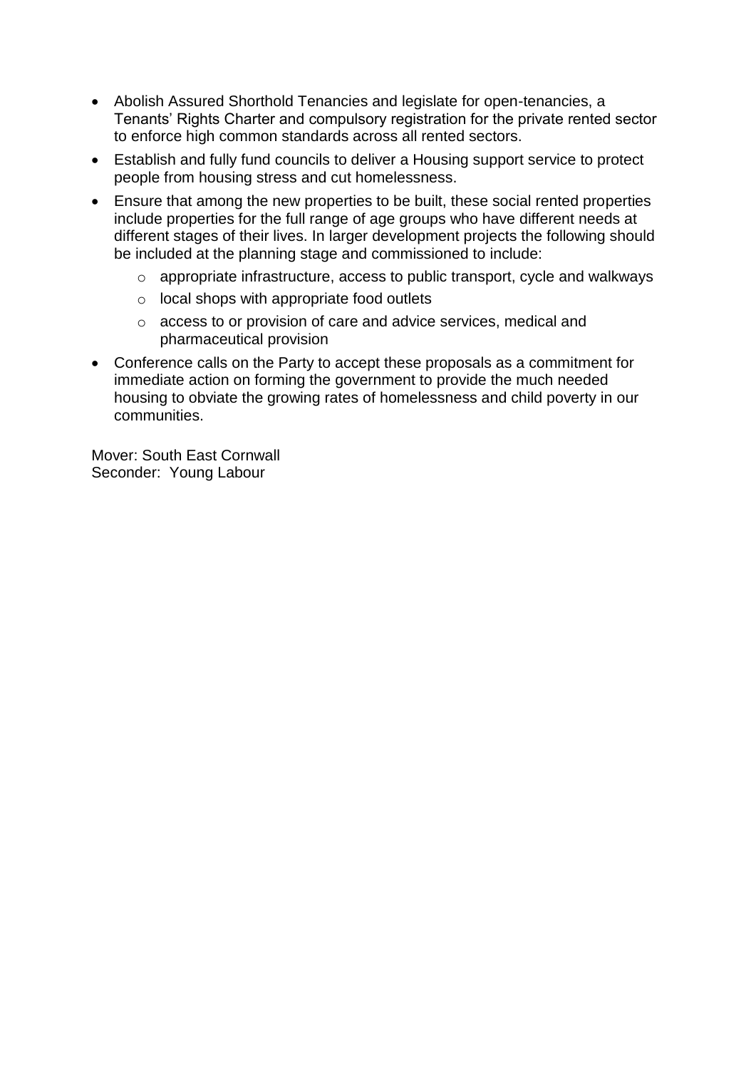- Abolish Assured Shorthold Tenancies and legislate for open-tenancies, a Tenants' Rights Charter and compulsory registration for the private rented sector to enforce high common standards across all rented sectors.
- Establish and fully fund councils to deliver a Housing support service to protect people from housing stress and cut homelessness.
- Ensure that among the new properties to be built, these social rented properties include properties for the full range of age groups who have different needs at different stages of their lives. In larger development projects the following should be included at the planning stage and commissioned to include:
  - appropriate infrastructure, access to public transport, cycle and walkways
  - local shops with appropriate food outlets
  - access to or provision of care and advice services, medical and pharmaceutical provision
- Conference calls on the Party to accept these proposals as a commitment for immediate action on forming the government to provide the much needed housing to obviate the growing rates of homelessness and child poverty in our communities.

Mover: South East Cornwall
Seconder: Young Labour